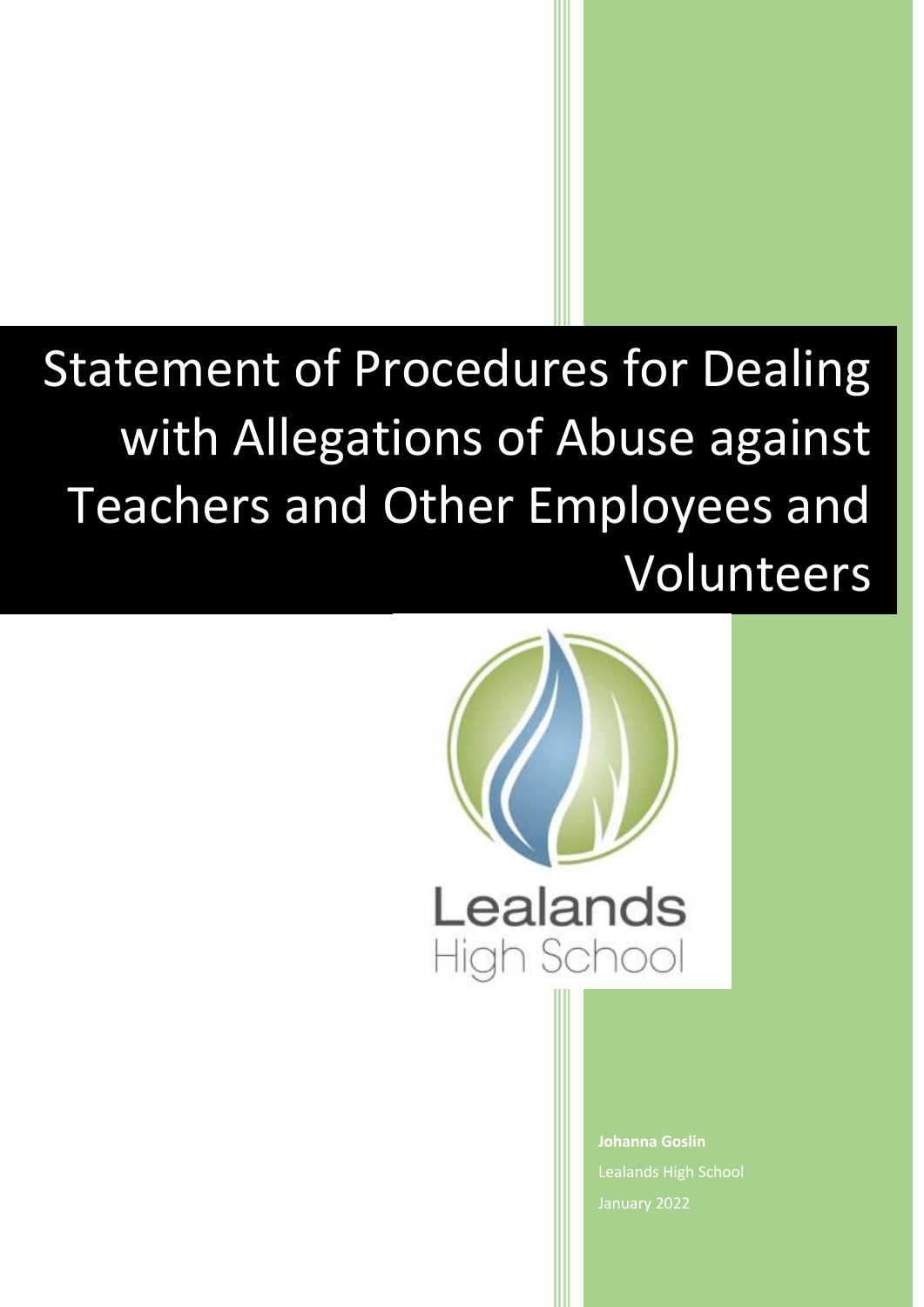# Statement of Procedures for Dealing with Allegations of Abuse against Teachers and Other Employees and Volunteers

Lealands High School

**Johanna Goslin**

Lealands High School

January 2022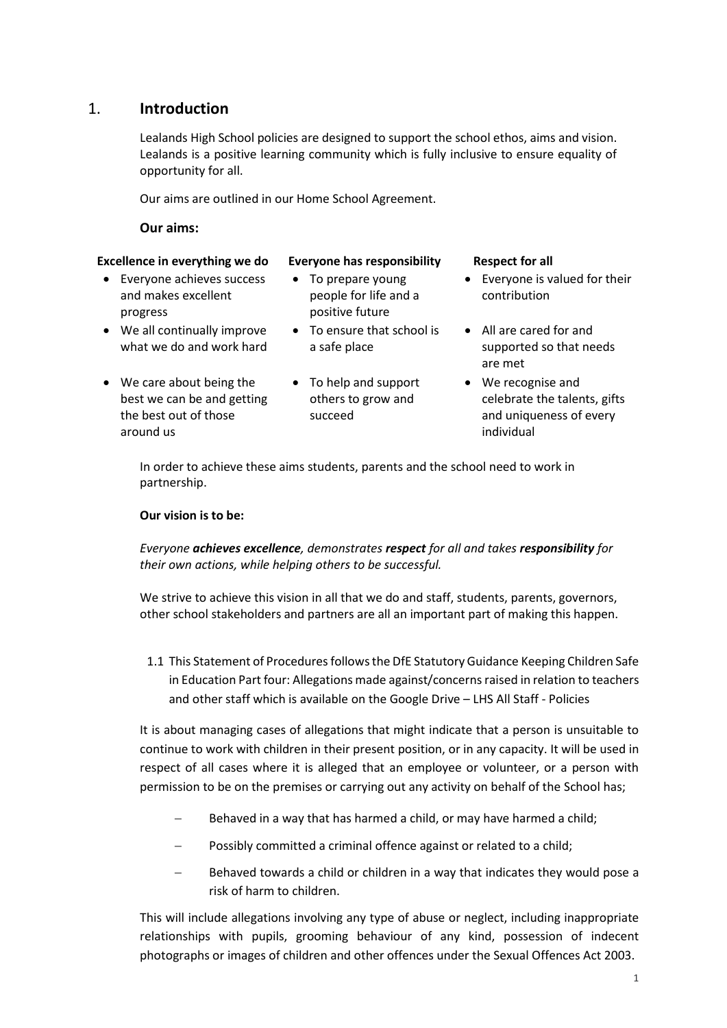# 1. Introduction

Lealands High School policies are designed to support the school ethos, aims and vision. Lealands is a positive learning community which is fully inclusive to ensure equality of opportunity for all.

Our aims are outlined in our Home School Agreement.

**Our aims:**

| **Excellence in everything we do** | **Everyone has responsibility** | **Respect for all** |
|---|---|---|
| • Everyone achieves success and makes excellent progress | • To prepare young people for life and a positive future | • Everyone is valued for their contribution |
| • We all continually improve what we do and work hard | • To ensure that school is a safe place | • All are cared for and supported so that needs are met |
| • We care about being the best we can be and getting the best out of those around us | • To help and support others to grow and succeed | • We recognise and celebrate the talents, gifts and uniqueness of every individual |

In order to achieve these aims students, parents and the school need to work in partnership.

**Our vision is to be:**

*Everyone **achieves excellence**, demonstrates **respect** for all and takes **responsibility** for their own actions, while helping others to be successful.*

We strive to achieve this vision in all that we do and staff, students, parents, governors, other school stakeholders and partners are all an important part of making this happen.

1.1 This Statement of Procedures follows the DfE Statutory Guidance Keeping Children Safe in Education Part four: Allegations made against/concerns raised in relation to teachers and other staff which is available on the Google Drive – LHS All Staff - Policies

It is about managing cases of allegations that might indicate that a person is unsuitable to continue to work with children in their present position, or in any capacity. It will be used in respect of all cases where it is alleged that an employee or volunteer, or a person with permission to be on the premises or carrying out any activity on behalf of the School has;

- Behaved in a way that has harmed a child, or may have harmed a child;
- Possibly committed a criminal offence against or related to a child;
- Behaved towards a child or children in a way that indicates they would pose a risk of harm to children.

This will include allegations involving any type of abuse or neglect, including inappropriate relationships with pupils, grooming behaviour of any kind, possession of indecent photographs or images of children and other offences under the Sexual Offences Act 2003.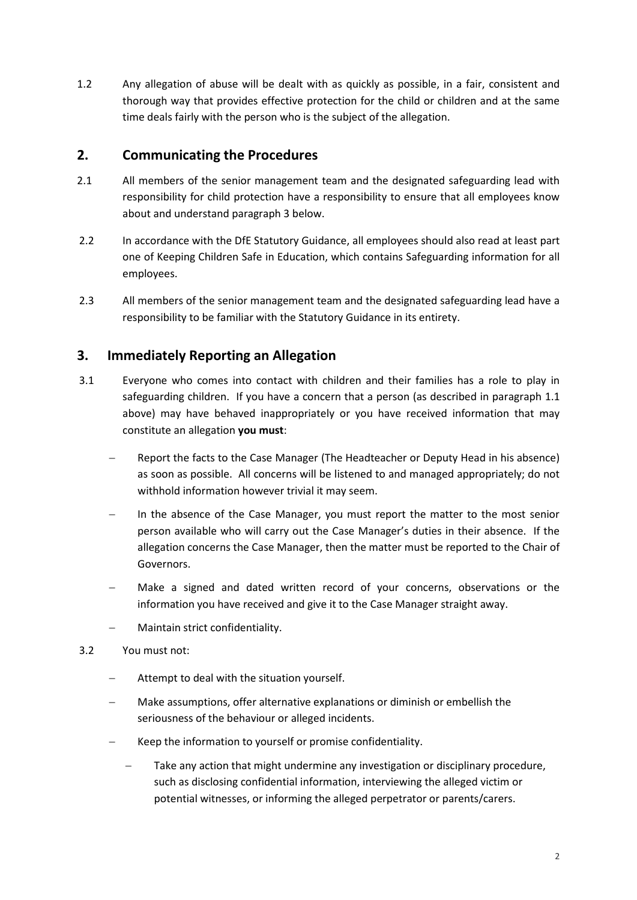1.2 Any allegation of abuse will be dealt with as quickly as possible, in a fair, consistent and thorough way that provides effective protection for the child or children and at the same time deals fairly with the person who is the subject of the allegation.

## 2. Communicating the Procedures

2.1 All members of the senior management team and the designated safeguarding lead with responsibility for child protection have a responsibility to ensure that all employees know about and understand paragraph 3 below.

2.2 In accordance with the DfE Statutory Guidance, all employees should also read at least part one of Keeping Children Safe in Education, which contains Safeguarding information for all employees.

2.3 All members of the senior management team and the designated safeguarding lead have a responsibility to be familiar with the Statutory Guidance in its entirety.

## 3. Immediately Reporting an Allegation

3.1 Everyone who comes into contact with children and their families has a role to play in safeguarding children. If you have a concern that a person (as described in paragraph 1.1 above) may have behaved inappropriately or you have received information that may constitute an allegation **you must**:

- Report the facts to the Case Manager (The Headteacher or Deputy Head in his absence) as soon as possible. All concerns will be listened to and managed appropriately; do not withhold information however trivial it may seem.
- In the absence of the Case Manager, you must report the matter to the most senior person available who will carry out the Case Manager's duties in their absence. If the allegation concerns the Case Manager, then the matter must be reported to the Chair of Governors.
- Make a signed and dated written record of your concerns, observations or the information you have received and give it to the Case Manager straight away.
- Maintain strict confidentiality.

3.2 You must not:

- Attempt to deal with the situation yourself.
- Make assumptions, offer alternative explanations or diminish or embellish the seriousness of the behaviour or alleged incidents.
- Keep the information to yourself or promise confidentiality.
- Take any action that might undermine any investigation or disciplinary procedure, such as disclosing confidential information, interviewing the alleged victim or potential witnesses, or informing the alleged perpetrator or parents/carers.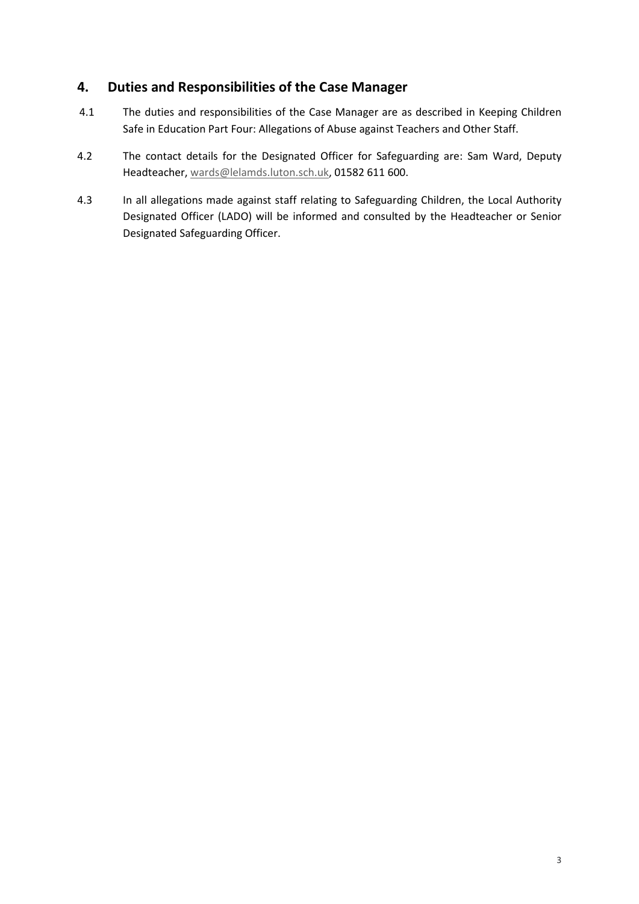## 4. Duties and Responsibilities of the Case Manager

4.1 The duties and responsibilities of the Case Manager are as described in Keeping Children Safe in Education Part Four: Allegations of Abuse against Teachers and Other Staff.

4.2 The contact details for the Designated Officer for Safeguarding are: Sam Ward, Deputy Headteacher, wards@lelamds.luton.sch.uk, 01582 611 600.

4.3 In all allegations made against staff relating to Safeguarding Children, the Local Authority Designated Officer (LADO) will be informed and consulted by the Headteacher or Senior Designated Safeguarding Officer.